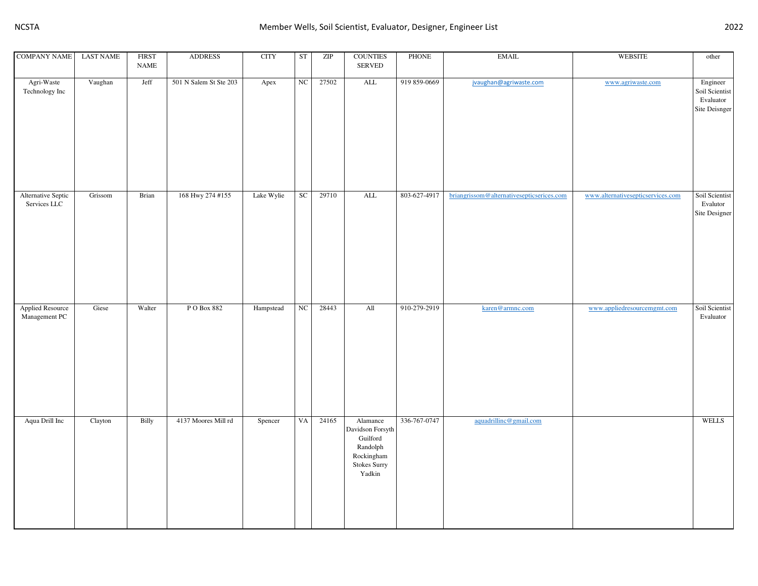# Member Wells, Soil Scientist, Evaluator, Designer, Engineer List

| COMPANY NAME | LAST NAME | FIRST NAME | ADDRESS | CITY | ST | ZIP | COUNTIES SERVED | PHONE | EMAIL | WEBSITE | other |
|---|---|---|---|---|---|---|---|---|---|---|---|
| Agri-Waste Technology Inc | Vaughan | Jeff | 501 N Salem St Ste 203 | Apex | NC | 27502 | ALL | 919 859-0669 | jvaughan@agriwaste.com | www.agriwaste.com | Engineer Soil Scientist Evaluator Site Deisnger |
| Alternative Septic Services LLC | Grissom | Brian | 168 Hwy 274 #155 | Lake Wylie | SC | 29710 | ALL | 803-627-4917 | briangrissom@alternativesepticserices.com | www.alternativesepticservices.com | Soil Scientist Evalutor Site Designer |
| Applied Resource Management PC | Giese | Walter | P O Box 882 | Hampstead | NC | 28443 | All | 910-279-2919 | karen@armnc.com | www.appliedresourcemgmt.com | Soil Scientist Evaluator |
| Aqua Drill Inc | Clayton | Billy | 4137 Moores Mill rd | Spencer | VA | 24165 | Alamance Davidson Forsyth Guilford Randolph Rockingham Stokes Surry Yadkin | 336-767-0747 | aquadrillinc@gmail.com | | WELLS |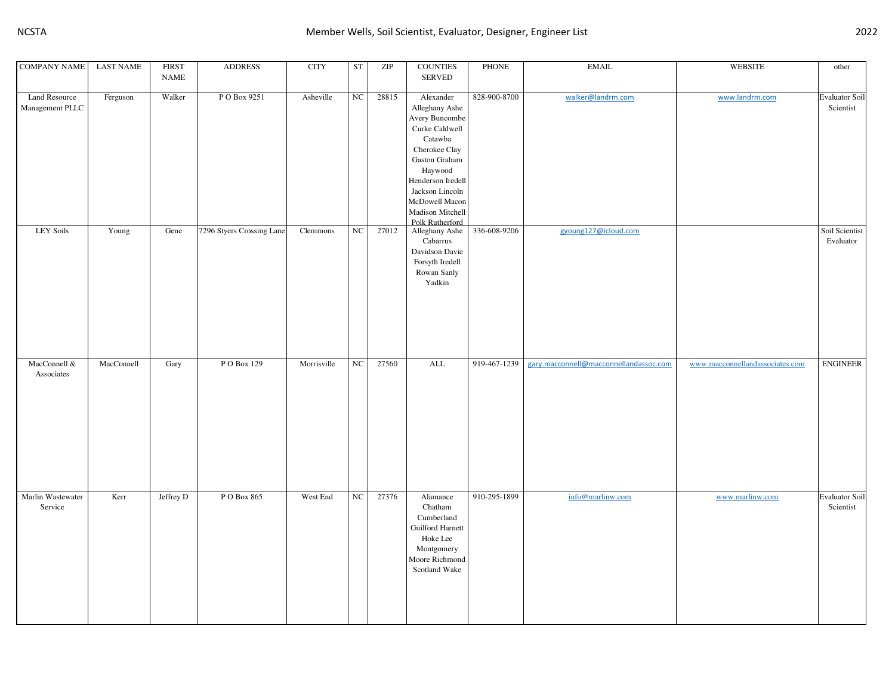| COMPANY NAME | LAST NAME | FIRST NAME | ADDRESS | CITY | ST | ZIP | COUNTIES SERVED | PHONE | EMAIL | WEBSITE | other |
|---|---|---|---|---|---|---|---|---|---|---|---|
| Land Resource Management PLLC | Ferguson | Walker | P O Box 9251 | Asheville | NC | 28815 | Alexander Alleghany Ashe Avery Buncombe Curke Caldwell Catawba Cherokee Clay Gaston Graham Haywood Henderson Iredell Jackson Lincoln McDowell Macon Madison Mitchell Polk Rutherford | 828-900-8700 | walker@landrm.com | www.landrm.com | Evaluator Soil Scientist |
| LEY Soils | Young | Gene | 7296 Styers Crossing Lane | Clemmons | NC | 27012 | Alleghany Ashe Cabarrus Davidson Davie Forsyth Iredell Rowan Sanly Yadkin | 336-608-9206 | gyoung127@icloud.com | | Soil Scientist Evaluator |
| MacConnell & Associates | MacConnell | Gary | P O Box 129 | Morrisville | NC | 27560 | ALL | 919-467-1239 | gary.macconnell@macconnellandassoc.com | www.macconnellandassociates.com | ENGINEER |
| Marlin Wastewater Service | Kerr | Jeffrey D | P O Box 865 | West End | NC | 27376 | Alamance Chatham Cumberland Guilford Harnett Hoke Lee Montgomery Moore Richmond Scotland Wake | 910-295-1899 | info@marlinw.com | www.marlinw.com | Evaluator Soil Scientist |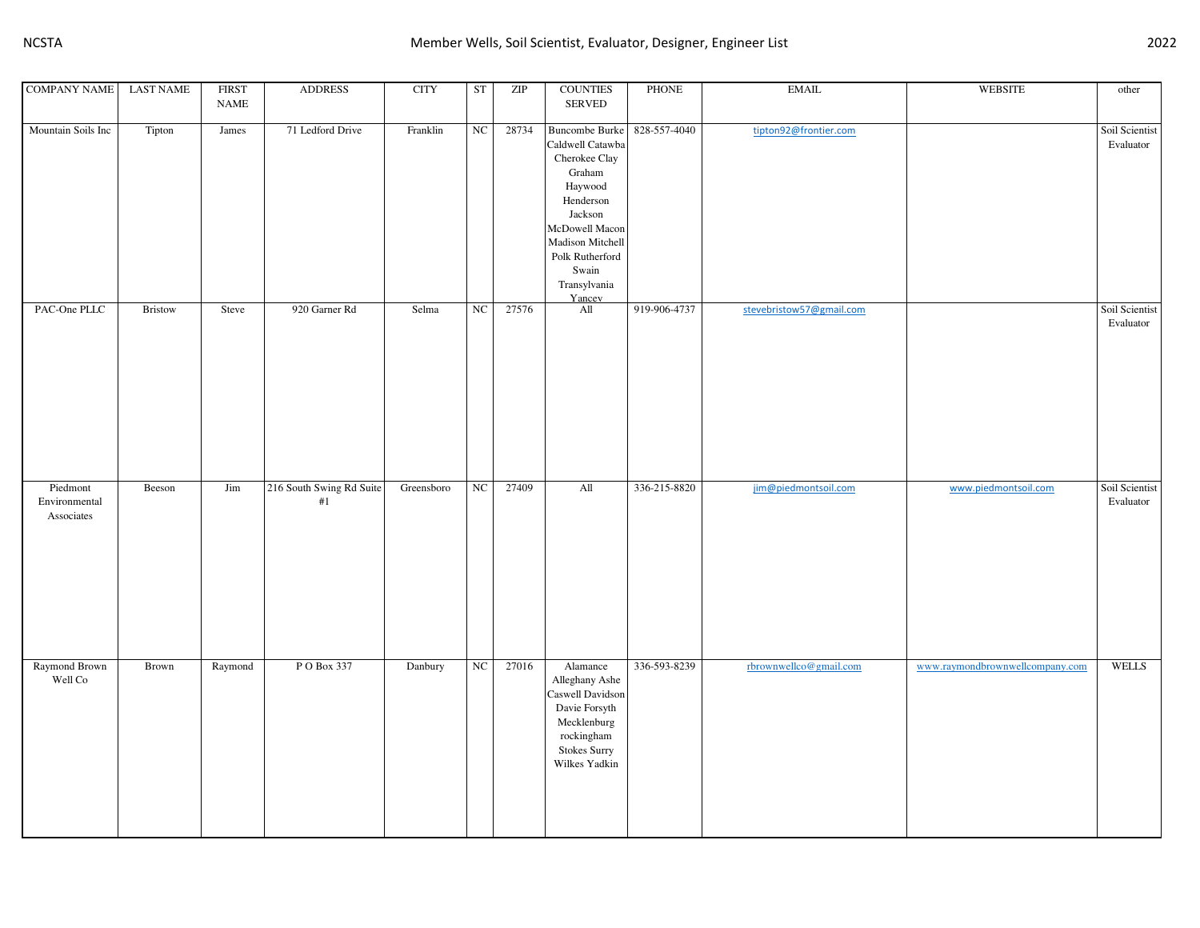| COMPANY NAME | LAST NAME | FIRST NAME | ADDRESS | CITY | ST | ZIP | COUNTIES SERVED | PHONE | EMAIL | WEBSITE | other |
|---|---|---|---|---|---|---|---|---|---|---|---|
| Mountain Soils Inc | Tipton | James | 71 Ledford Drive | Franklin | NC | 28734 | Buncombe Burke Caldwell Catawba Cherokee Clay Graham Haywood Henderson Jackson McDowell Macon Madison Mitchell Polk Rutherford Swain Transylvania Yancey | 828-557-4040 | tipton92@frontier.com | | Soil Scientist Evaluator |
| PAC-One PLLC | Bristow | Steve | 920 Garner Rd | Selma | NC | 27576 | All | 919-906-4737 | stevebristow57@gmail.com | | Soil Scientist Evaluator |
| Piedmont Environmental Associates | Beeson | Jim | 216 South Swing Rd Suite #1 | Greensboro | NC | 27409 | All | 336-215-8820 | jim@piedmontsoil.com | www.piedmontsoil.com | Soil Scientist Evaluator |
| Raymond Brown Well Co | Brown | Raymond | P O Box 337 | Danbury | NC | 27016 | Alamance Alleghany Ashe Caswell Davidson Davie Forsyth Mecklenburg rockingham Stokes Surry Wilkes Yadkin | 336-593-8239 | rbrownwellco@gmail.com | www.raymondbrownwellcompany.com | WELLS |